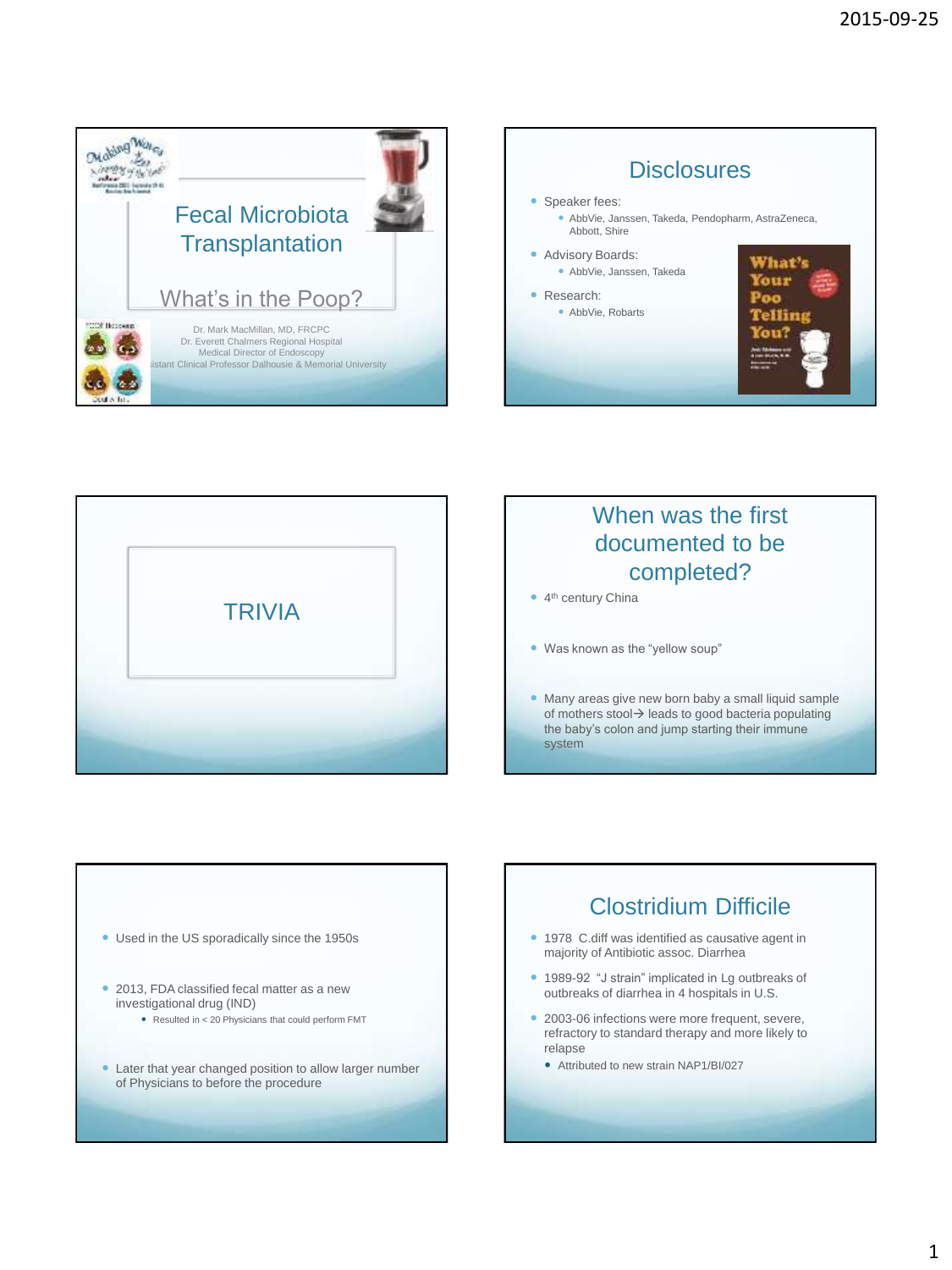# Fecal Microbiota Transplantation

## What's in the Poop?

Dr. Mark MacMillan, MD, FRCPC
Dr. Everett Chalmers Regional Hospital
Medical Director of Endoscopy
Assistant Clinical Professor Dalhousie & Memorial University

## Disclosures

- Speaker fees:
  - AbbVie, Janssen, Takeda, Pendopharm, AstraZeneca, Abbott, Shire
- Advisory Boards:
  - AbbVie, Janssen, Takeda
- Research:
  - AbbVie, Robarts

## TRIVIA

## When was the first documented to be completed?

- 4th century China
- Was known as the "yellow soup"
- Many areas give new born baby a small liquid sample of mothers stool→ leads to good bacteria populating the baby's colon and jump starting their immune system

---

- Used in the US sporadically since the 1950s
- 2013, FDA classified fecal matter as a new investigational drug (IND)
  - Resulted in < 20 Physicians that could perform FMT
- Later that year changed position to allow larger number of Physicians to before the procedure

## Clostridium Difficile

- 1978 C.diff was identified as causative agent in majority of Antibiotic assoc. Diarrhea
- 1989-92 "J strain" implicated in Lg outbreaks of outbreaks of diarrhea in 4 hospitals in U.S.
- 2003-06 infections were more frequent, severe, refractory to standard therapy and more likely to relapse
  - Attributed to new strain NAP1/BI/027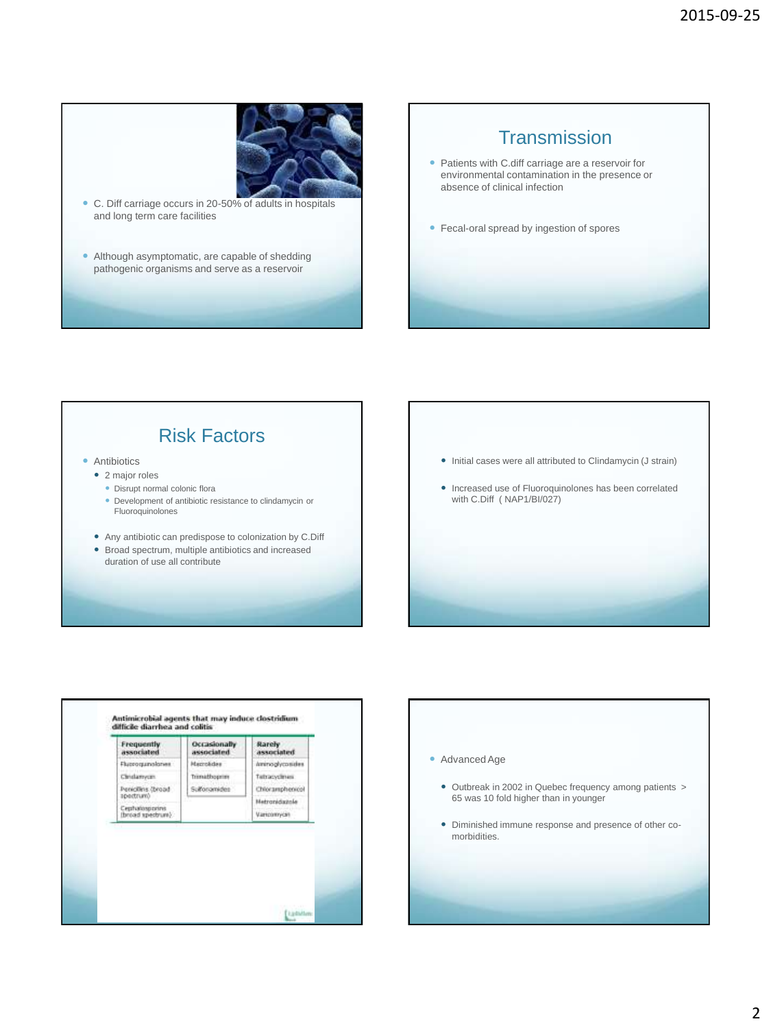- C. Diff carriage occurs in 20-50% of adults in hospitals and long term care facilities
- Although asymptomatic, are capable of shedding pathogenic organisms and serve as a reservoir

## Transmission

- Patients with C.diff carriage are a reservoir for environmental contamination in the presence or absence of clinical infection
- Fecal-oral spread by ingestion of spores

## Risk Factors

- Antibiotics
  - 2 major roles
    - Disrupt normal colonic flora
    - Development of antibiotic resistance to clindamycin or Fluoroquinolones
  - Any antibiotic can predispose to colonization by C.Diff
  - Broad spectrum, multiple antibiotics and increased duration of use all contribute

- Initial cases were all attributed to Clindamycin (J strain)
- Increased use of Fluoroquinolones has been correlated with C.Diff ( NAP1/BI/027)

**Antimicrobial agents that may induce clostridium difficile diarrhea and colitis**

| Frequently associated | Occasionally associated | Rarely associated |
| --- | --- | --- |
| Fluoroquinolones | Macrolides | Aminoglycosides |
| Clindamycin | Trimethoprim | Tetracyclines |
| Penicillins (broad spectrum) | Sulfonamides | Chloramphenicol |
| Cephalosporins (broad spectrum) | | Metronidazole |
| | | Vancomycin |

- Advanced Age
  - Outbreak in 2002 in Quebec frequency among patients > 65 was 10 fold higher than in younger
  - Diminished immune response and presence of other co-morbidities.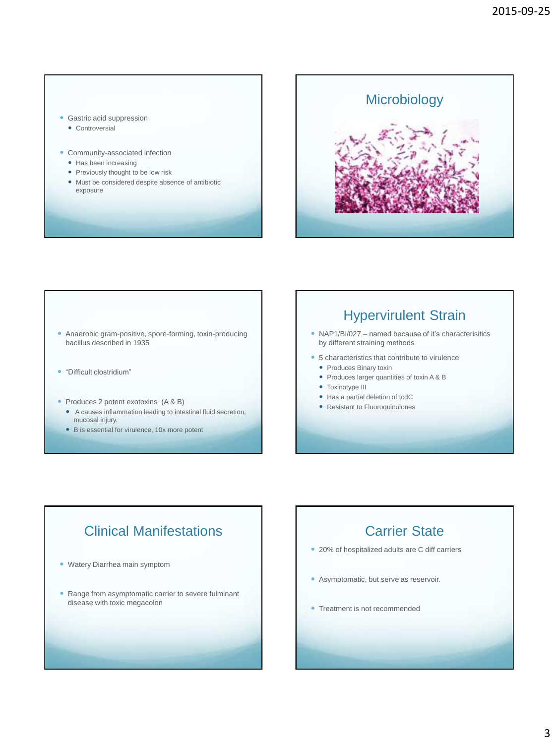- Gastric acid suppression
  - Controversial
- Community-associated infection
  - Has been increasing
  - Previously thought to be low risk
  - Must be considered despite absence of antibiotic exposure

## Microbiology

- Anaerobic gram-positive, spore-forming, toxin-producing bacillus described in 1935
- "Difficult clostridium"
- Produces 2 potent exotoxins (A & B)
  - A causes inflammation leading to intestinal fluid secretion, mucosal injury.
  - B is essential for virulence, 10x more potent

## Hypervirulent Strain

- NAP1/BI/027 – named because of it's characterisitics by different straining methods
- 5 characteristics that contribute to virulence
  - Produces Binary toxin
  - Produces larger quantities of toxin A & B
  - Toxinotype III
  - Has a partial deletion of tcdC
  - Resistant to Fluoroquinolones

## Clinical Manifestations

- Watery Diarrhea main symptom
- Range from asymptomatic carrier to severe fulminant disease with toxic megacolon

## Carrier State

- 20% of hospitalized adults are C diff carriers
- Asymptomatic, but serve as reservoir.
- Treatment is not recommended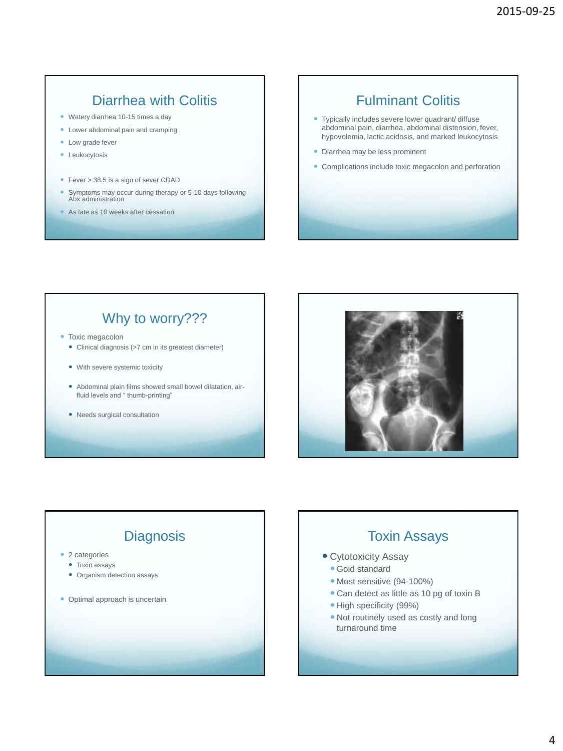## Diarrhea with Colitis

- Watery diarrhea 10-15 times a day
- Lower abdominal pain and cramping
- Low grade fever
- Leukocytosis

- Fever > 38.5 is a sign of sever CDAD
- Symptoms may occur during therapy or 5-10 days following Abx administration
- As late as 10 weeks after cessation

## Fulminant Colitis

- Typically includes severe lower quadrant/ diffuse abdominal pain, diarrhea, abdominal distension, fever, hypovolemia, lactic acidosis, and marked leukocytosis
- Diarrhea may be less prominent
- Complications include toxic megacolon and perforation

## Why to worry???

- Toxic megacolon
  - Clinical diagnosis (>7 cm in its greatest diameter)
  - With severe systemic toxicity
  - Abdominal plain films showed small bowel dilatation, air-fluid levels and " thumb-printing"
  - Needs surgical consultation

## Diagnosis

- 2 categories
  - Toxin assays
  - Organism detection assays
- Optimal approach is uncertain

## Toxin Assays

- Cytotoxicity Assay
  - Gold standard
  - Most sensitive (94-100%)
  - Can detect as little as 10 pg of toxin B
  - High specificity (99%)
  - Not routinely used as costly and long turnaround time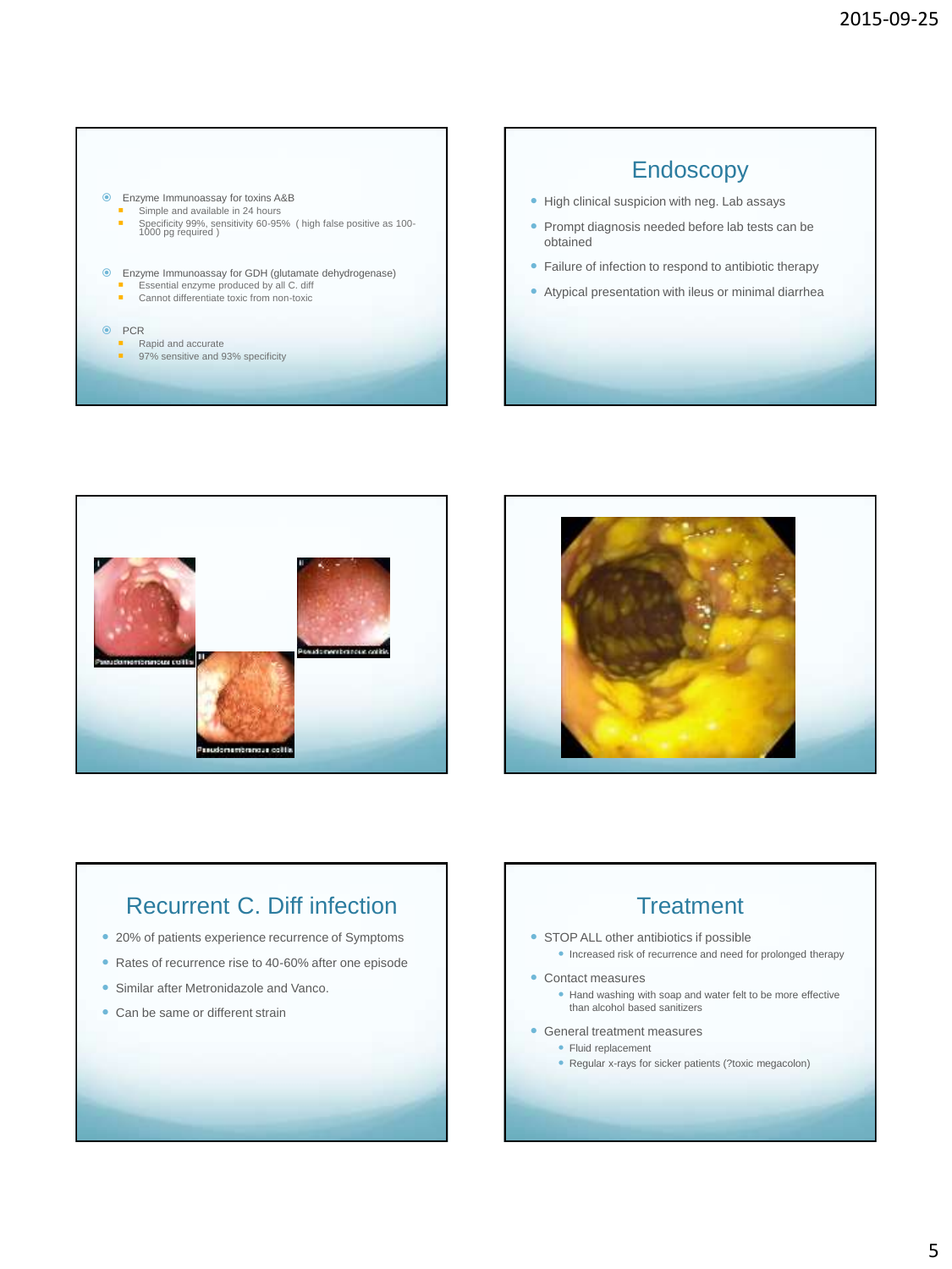- Enzyme Immunoassay for toxins A&B
  - Simple and available in 24 hours
  - Specificity 99%, sensitivity 60-95% ( high false positive as 100-1000 pg required )
- Enzyme Immunoassay for GDH (glutamate dehydrogenase)
  - Essential enzyme produced by all C. diff
  - Cannot differentiate toxic from non-toxic
- PCR
  - Rapid and accurate
  - 97% sensitive and 93% specificity

## Endoscopy

- High clinical suspicion with neg. Lab assays
- Prompt diagnosis needed before lab tests can be obtained
- Failure of infection to respond to antibiotic therapy
- Atypical presentation with ileus or minimal diarrhea

## Recurrent C. Diff infection

- 20% of patients experience recurrence of Symptoms
- Rates of recurrence rise to 40-60% after one episode
- Similar after Metronidazole and Vanco.
- Can be same or different strain

## Treatment

- STOP ALL other antibiotics if possible
  - Increased risk of recurrence and need for prolonged therapy
- Contact measures
  - Hand washing with soap and water felt to be more effective than alcohol based sanitizers
- General treatment measures
  - Fluid replacement
  - Regular x-rays for sicker patients (?toxic megacolon)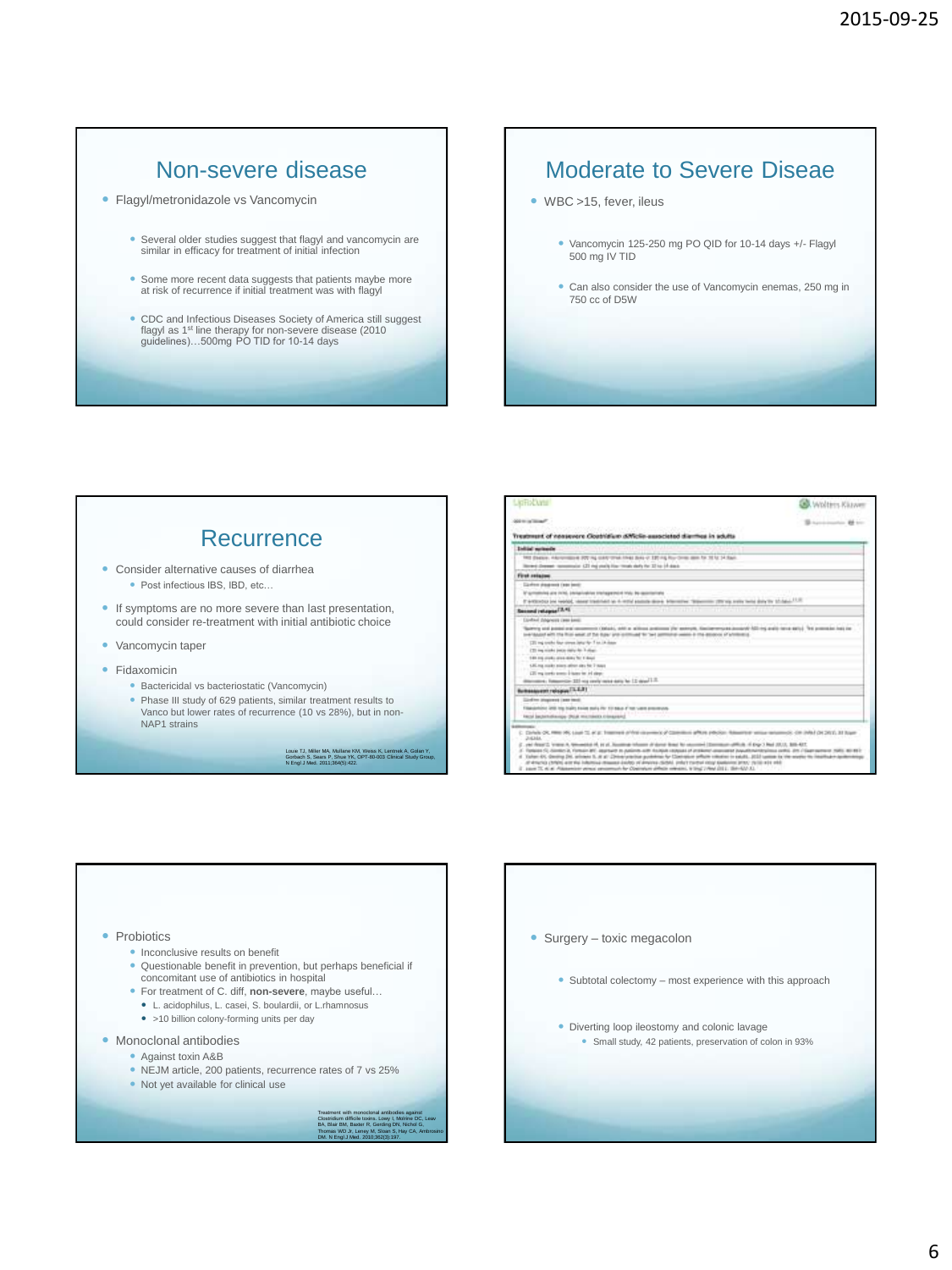## Non-severe disease

- Flagyl/metronidazole vs Vancomycin
  - Several older studies suggest that flagyl and vancomycin are similar in efficacy for treatment of initial infection
  - Some more recent data suggests that patients maybe more at risk of recurrence if initial treatment was with flagyl
  - CDC and Infectious Diseases Society of America still suggest flagyl as 1st line therapy for non-severe disease (2010 guidelines)…500mg PO TID for 10-14 days

## Moderate to Severe Diseae

- WBC >15, fever, ileus
  - Vancomycin 125-250 mg PO QID for 10-14 days +/- Flagyl 500 mg IV TID
  - Can also consider the use of Vancomycin enemas, 250 mg in 750 cc of D5W

## Recurrence

- Consider alternative causes of diarrhea
  - Post infectious IBS, IBD, etc…
- If symptoms are no more severe than last presentation, could consider re-treatment with initial antibiotic choice
- Vancomycin taper
- Fidaxomicin
  - Bactericidal vs bacteriostatic (Vancomycin)
  - Phase III study of 629 patients, similar treatment results to Vanco but lower rates of recurrence (10 vs 28%), but in non-NAP1 strains

Louie TJ, Miller MA, Mullane KM, Weiss K, Lentnek A, Golan Y, Gorbach S, Sears P, Shue YK; OPT-80-003 Clinical Study Group. N Engl J Med. 2011;364(5):422.

**Treatment of nonsevere Clostridium difficile-associated diarrhea in adults**

- Probiotics
  - Inconclusive results on benefit
  - Questionable benefit in prevention, but perhaps beneficial if concomitant use of antibiotics in hospital
  - For treatment of C. diff, **non-severe**, maybe useful…
    - L. acidophilus, L. casei, S. boulardii, or L.rhamnosus
    - >10 billion colony-forming units per day
- Monoclonal antibodies
  - Against toxin A&B
  - NEJM article, 200 patients, recurrence rates of 7 vs 25%
  - Not yet available for clinical use

Treatment with monoclonal antibodies against Clostridium difficile toxins. Lowy I, Molrine DC, Leav BA, Blair BM, Baxter R, Gerding DN, Nichol G, Thomas WD Jr, Leney M, Sloan S, Hay CA, Ambrosino DM. N Engl J Med. 2010;362(3):197.

- Surgery – toxic megacolon
  - Subtotal colectomy – most experience with this approach
  - Diverting loop ileostomy and colonic lavage
    - Small study, 42 patients, preservation of colon in 93%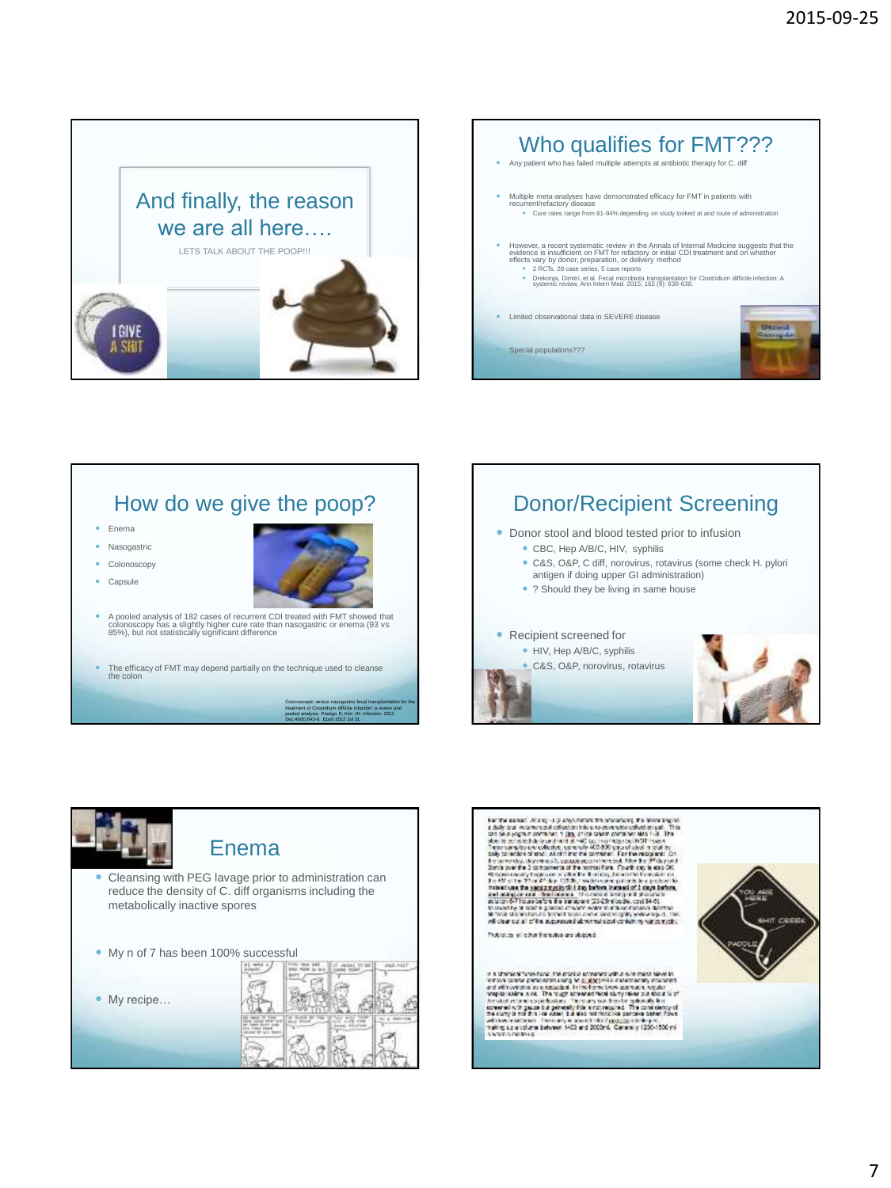## And finally, the reason we are all here….

LETS TALK ABOUT THE POOP!!!

## Who qualifies for FMT???

- Any patient who has failed multiple attempts at antibiotic therapy for C. diff
- Multiple meta-analyses have demonstrated efficacy for FMT in patients with recurrent/refractory disease
  - Cure rates range from 81-94% depending on study looked at and route of administration
- However, a recent systematic review in the Annals of Internal Medicine suggests that the evidence is insufficient on FMT for refractory or initial CDI treatment and on whether effects vary by donor, preparation, or delivery method
  - 2 RCTs, 28 case series, 5 case reports
  - Drekonja, Dimitri, et al. Fecal microbiota transplantation for Clostridium difficile infection: A systematic review. Ann Intern Med. 2015; 162 (9): 630-638.
- Limited observational data in SEVERE disease
- Special populations???

## How do we give the poop?

- Enema
- Nasogastric
- Colonoscopy
- Capsule
- A pooled analysis of 182 cases of recurrent CDI treated with FMT showed that colonoscopy has a slightly higher cure rate than nasogastric or enema (93 vs 85%), but not statistically significant difference
- The efficacy of FMT may depend partially on the technique used to cleanse the colon

Colonoscopic versus nasogastric fecal transplantation for the treatment of Clostridium difficile infection: a review and pooled analysis. Postigo R, Kim JH. Infection. 2012 Dec;40(6):643-8. Epub 2012 Jul 31.

## Donor/Recipient Screening

- Donor stool and blood tested prior to infusion
  - CBC, Hep A/B/C, HIV, syphilis
  - C&S, O&P, C diff, norovirus, rotavirus (some check H. pylori antigen if doing upper GI administration)
  - ? Should they be living in same house
- Recipient screened for
  - HIV, Hep A/B/C, syphilis
  - C&S, O&P, norovirus, rotavirus

## Enema

- Cleansing with PEG lavage prior to administration can reduce the density of C. diff organisms including the metabolically inactive spores
- My n of 7 has been 100% successful
- My recipe…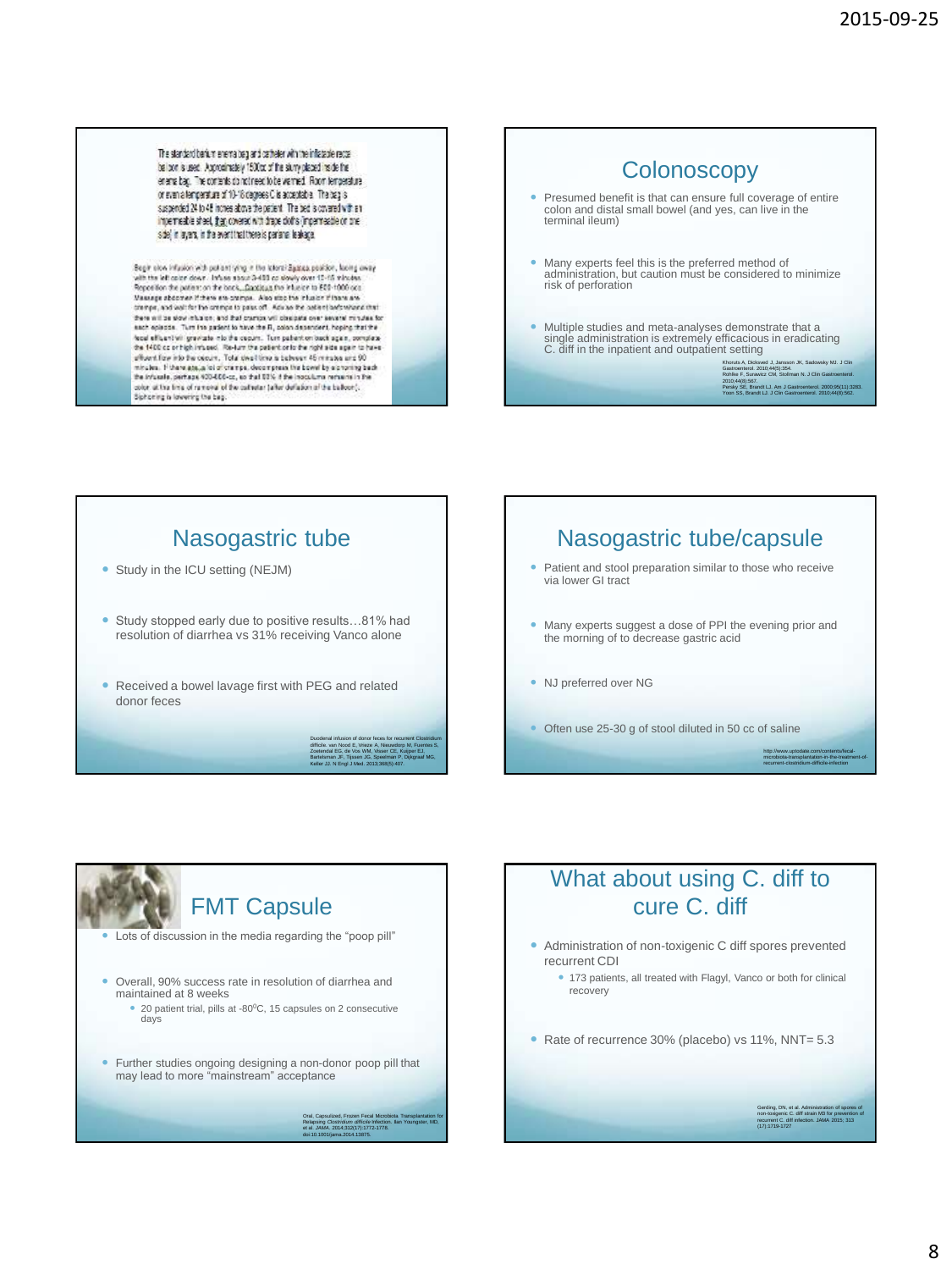The standard barium enema bag and catheter with the inflatable rectal balloon is used. Approximately 1500cc of the slurry placed inside the enema bag. The contents do not need to be warmed. Room temperature or even a temperature of 10-18 degrees C is acceptable. The bag is suspended 24 to 48 inches above the patient. The bed is covered with an impermeable sheet, that covered with drape cloths impermeable on one side, in layers, in the event that there is perianal leakage.

Begin slow infusion with patient lying in the lateral Sims position, lying away with the left colon down. Infuse about 3-400 cc slowly over 12-15 minutes. Reposition the patient on the back. Continue the infusion to 800-1000 ccs. Massage abdomen if there are cramps. Also stop the infusion if there are cramps, and wait for the cramps to pass off. Advise the patient beforehand that there will be slow infusion, and that cramps will dissipate over several minutes for each episode. Turn the patient to have the R, colon dependent, hoping that the fecal effluent will gravitate into the cecum. Turn patient on back again, complete the 1400 cc or high infused. Re-turn the patient onto the right side again to have effluent flow into the cecum. Total dwell time is between 45 minutes and 90 minutes. If there are a lot of cramps, decompress the bowel by siphoning back the infusate, perhaps 400-600 cc, so that 60% of the inoculum remains in the colon at the time of removal of the catheter (after deflation of the balloon). Siphoning is lowering the bag.

## Colonoscopy

- Presumed benefit is that can ensure full coverage of entire colon and distal small bowel (and yes, can live in the terminal ileum)
- Many experts feel this is the preferred method of administration, but caution must be considered to minimize risk of perforation
- Multiple studies and meta-analyses demonstrate that a single administration is extremely efficacious in eradicating C. diff in the inpatient and outpatient setting

Khoruts A, Dicksved J, Jansson JK, Sadowsky MJ. J Clin Gastroenterol. 2010;44(5):354.
Rohlke F, Surawicz CM, Stollman N. J Clin Gastroenterol. 2010;44(8):567.
Persky SE, Brandt LJ. Am J Gastroenterol. 2000;95(11):3283.
Yoon SS, Brandt LJ. J Clin Gastroenterol. 2010;44(8):562.

## Nasogastric tube

- Study in the ICU setting (NEJM)
- Study stopped early due to positive results…81% had resolution of diarrhea vs 31% receiving Vanco alone
- Received a bowel lavage first with PEG and related donor feces

Duodenal infusion of donor feces for recurrent Clostridium difficile. van Nood E, Vrieze A, Nieuwdorp M, Fuentes S, Zoetendal EG, de Vos WM, Visser CE, Kuijper EJ, Bartelsman JF, Tijssen JG, Speelman P, Dijkgraaf MG, Keller JJ. N Engl J Med. 2013;368(5):407.

## Nasogastric tube/capsule

- Patient and stool preparation similar to those who receive via lower GI tract
- Many experts suggest a dose of PPI the evening prior and the morning of to decrease gastric acid
- NJ preferred over NG
- Often use 25-30 g of stool diluted in 50 cc of saline

http://www.uptodate.com/contents/fecal-microbiota-transplantation-in-the-treatment-of-recurrent-clostridium-difficile-infection

## FMT Capsule

- Lots of discussion in the media regarding the "poop pill"
- Overall, 90% success rate in resolution of diarrhea and maintained at 8 weeks
  - 20 patient trial, pills at -80$^{0}$C, 15 capsules on 2 consecutive days
- Further studies ongoing designing a non-donor poop pill that may lead to more "mainstream" acceptance

Oral, Capsulized, Frozen Fecal Microbiota Transplantation for Relapsing Clostridium difficile Infection. Ilan Youngster, MD, et al. JAMA. 2014;312(17):1772-1778. doi:10.1001/jama.2014.13875.

## What about using C. diff to cure C. diff

- Administration of non-toxigenic C diff spores prevented recurrent CDI
  - 173 patients, all treated with Flagyl, Vanco or both for clinical recovery
- Rate of recurrence 30% (placebo) vs 11%, NNT= 5.3

Gerding, DN, et al. Administration of spores of non-toxigenic C. diff strain M3 for prevention of recurrent C. diff infection. JAMA 2015; 313 (17):1719-1727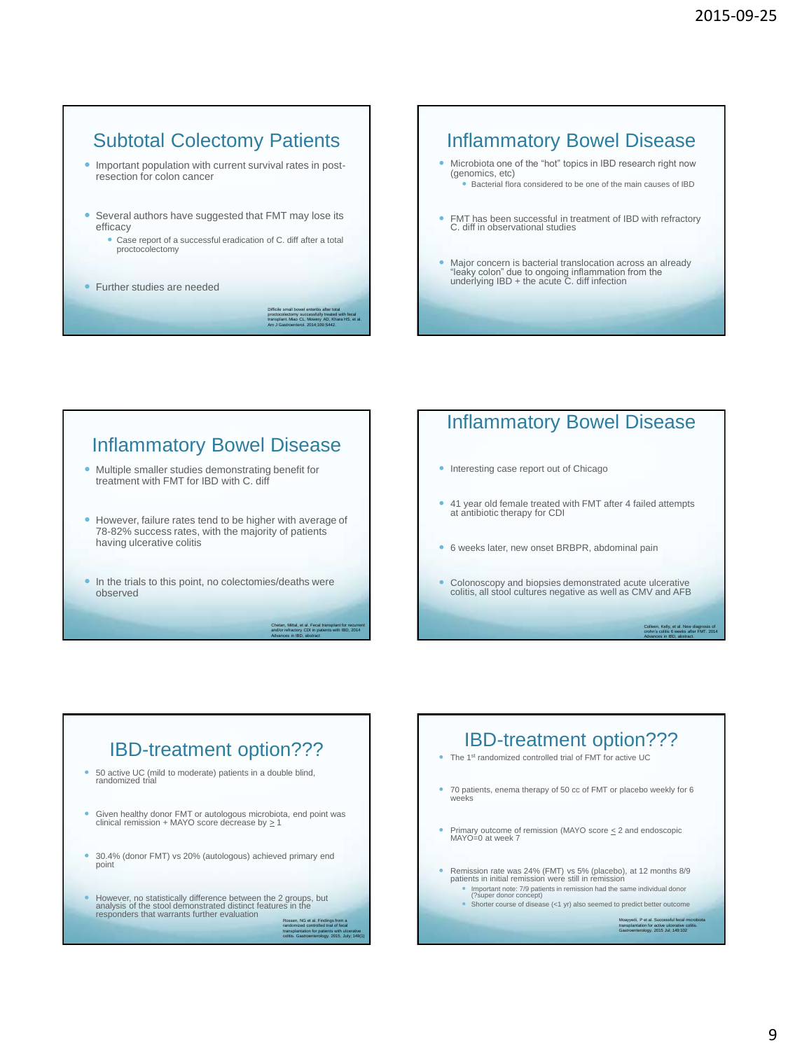## Subtotal Colectomy Patients

- Important population with current survival rates in post-resection for colon cancer
- Several authors have suggested that FMT may lose its efficacy
  - Case report of a successful eradication of C. diff after a total proctocolectomy
- Further studies are needed

Difficile small bowel enteritis after total proctocolectomy successfully treated with fecal transplant. Miao CL, Mowery AD, Khana HS, et al. Am J Gastroenterol. 2014;109:S442.

## Inflammatory Bowel Disease

- Microbiota one of the "hot" topics in IBD research right now (genomics, etc)
  - Bacterial flora considered to be one of the main causes of IBD
- FMT has been successful in treatment of IBD with refractory C. diff in observational studies
- Major concern is bacterial translocation across an already "leaky colon" due to ongoing inflammation from the underlying IBD + the acute C. diff infection

## Inflammatory Bowel Disease

- Multiple smaller studies demonstrating benefit for treatment with FMT for IBD with C. diff
- However, failure rates tend to be higher with average of 78-82% success rates, with the majority of patients having ulcerative colitis
- In the trials to this point, no colectomies/deaths were observed

Chetan, Mittal, et al. Fecal transplant for recurrent and/or refractory CDI in patients with IBD, 2014 Advances in IBD, abstract

## Inflammatory Bowel Disease

- Interesting case report out of Chicago
- 41 year old female treated with FMT after 4 failed attempts at antibiotic therapy for CDI
- 6 weeks later, new onset BRBPR, abdominal pain
- Colonoscopy and biopsies demonstrated acute ulcerative colitis, all stool cultures negative as well as CMV and AFB

Colleen, Kelly, et al. New diagnosis of crohn's colitis 6 weeks after FMT. 2014 Advances in IBD, abstract.

## IBD-treatment option???

- 50 active UC (mild to moderate) patients in a double blind, randomized trial
- Given healthy donor FMT or autologous microbiota, end point was clinical remission + MAYO score decrease by $\geq 1$
- 30.4% (donor FMT) vs 20% (autologous) achieved primary end point
- However, no statistically difference between the 2 groups, but analysis of the stool demonstrated distinct features in the responders that warrants further evaluation

Rossen, NG et al. Findings from a randomized controlled trial of fecal transplantation for patients with ulcerative colitis. Gastroenterology. 2015, July; 149(1)

## IBD-treatment option???

- The 1st randomized controlled trial of FMT for active UC
- 70 patients, enema therapy of 50 cc of FMT or placebo weekly for 6 weeks
- Primary outcome of remission (MAYO score $\leq 2$ and endoscopic MAYO=0 at week 7
- Remission rate was 24% (FMT) vs 5% (placebo), at 12 months 8/9 patients in initial remission were still in remission
  - Important note: 7/9 patients in remission had the same individual donor (?super donor concept)
  - Shorter course of disease (<1 yr) also seemed to predict better outcome

Moayyedi, P et al. Successful fecal microbiota transplantation for active ulcerative colitis. Gastroenterology. 2015 Jul, 149:102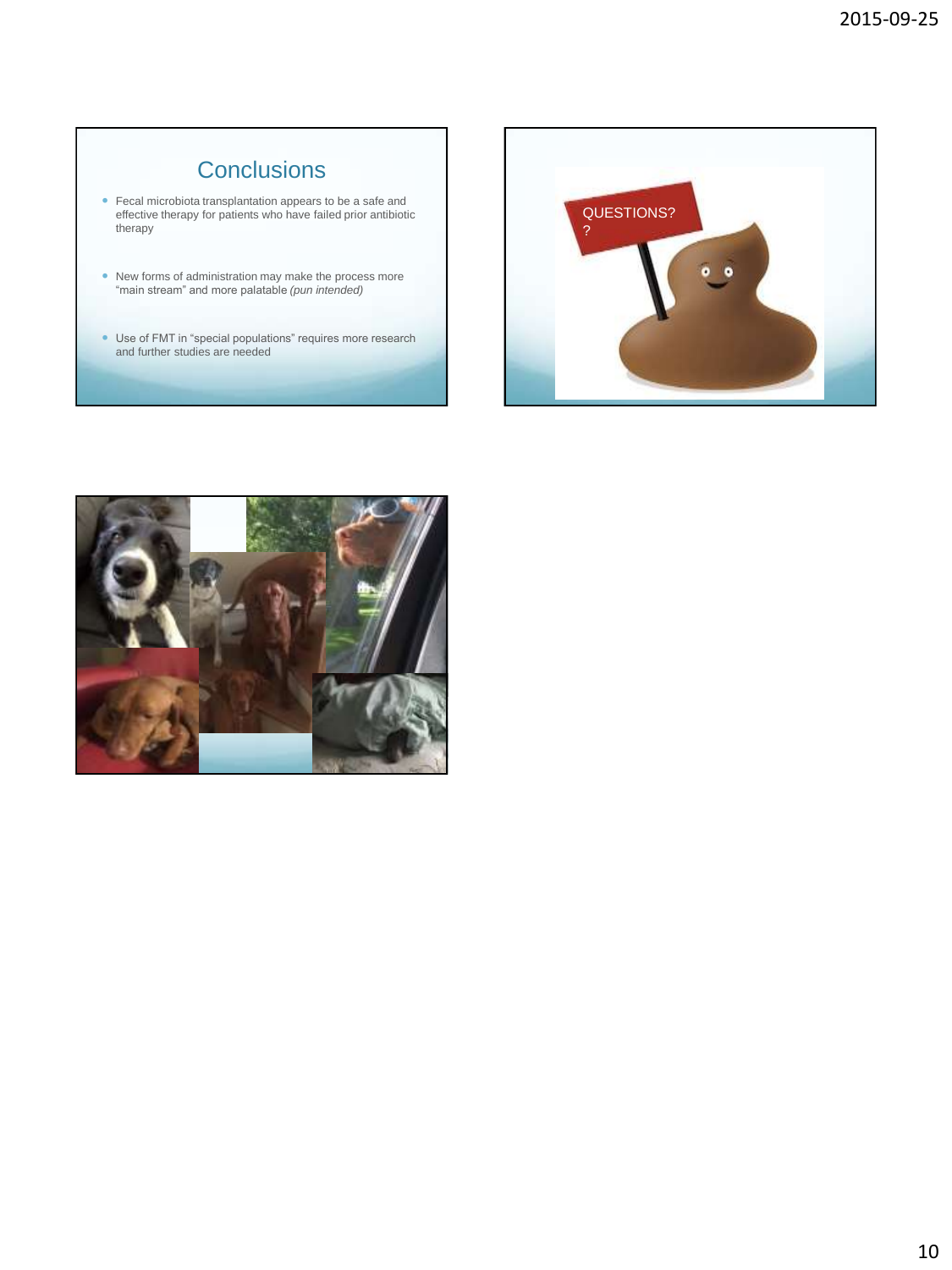## Conclusions

- Fecal microbiota transplantation appears to be a safe and effective therapy for patients who have failed prior antibiotic therapy
- New forms of administration may make the process more “main stream” and more palatable *(pun intended)*
- Use of FMT in “special populations” requires more research and further studies are needed

QUESTIONS??